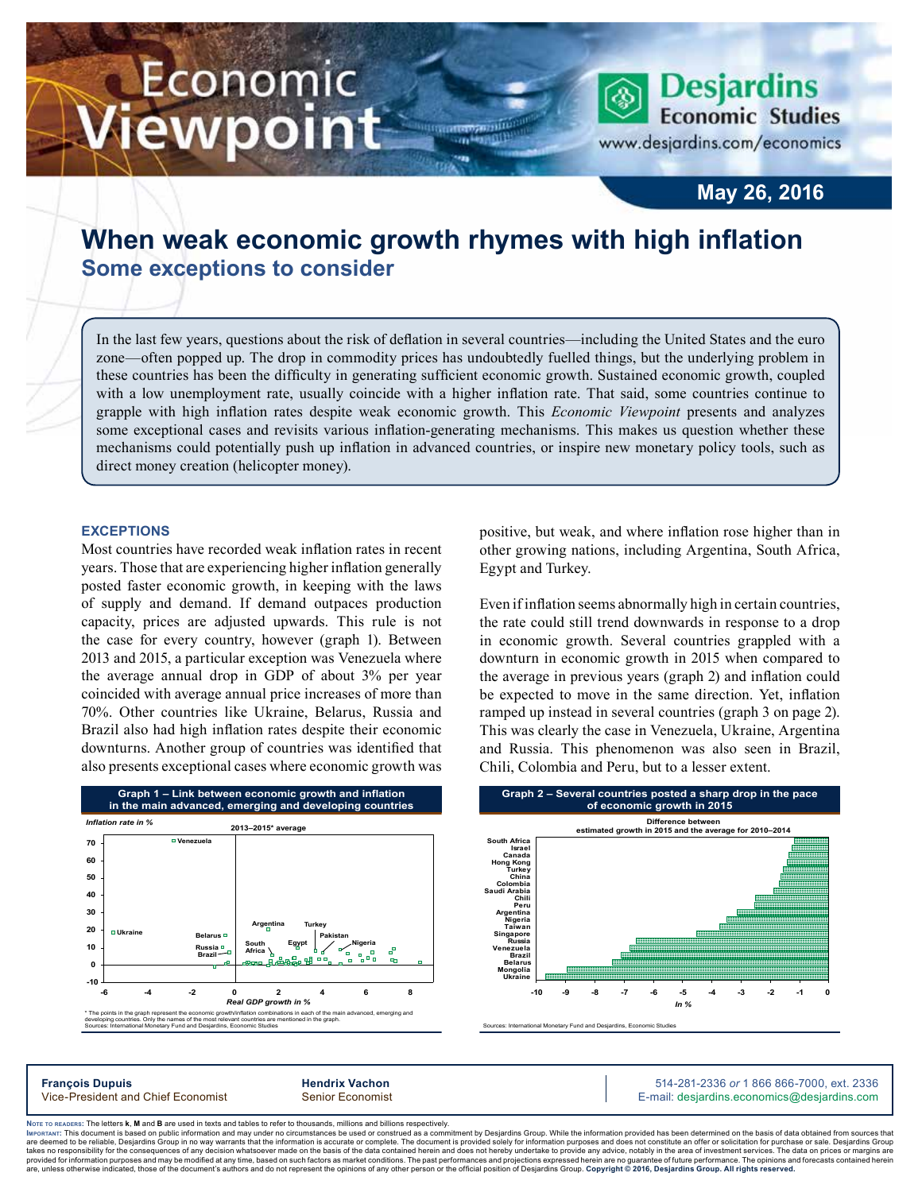# When weak economic growth rhymes with high inflation

## Some exceptions to consider

May 26, 2016

In the last few years, questions about the risk of deflation in several countries—including the United States and the euro zone—often popped up. The drop in commodity prices has undoubtedly fuelled things, but the underlying problem in these countries has been the difficulty in generating sufficient economic growth. Sustained economic growth, coupled with a low unemployment rate, usually coincide with a higher inflation rate. That said, some countries continue to grapple with high inflation rates despite weak economic growth. This *Economic Viewpoint* presents and analyzes some exceptional cases and revisits various inflation-generating mechanisms. This makes us question whether these mechanisms could potentially push up inflation in advanced countries, or inspire new monetary policy tools, such as direct money creation (helicopter money).

### EXCEPTIONS

Most countries have recorded weak inflation rates in recent years. Those that are experiencing higher inflation generally posted faster economic growth, in keeping with the laws of supply and demand. If demand outpaces production capacity, prices are adjusted upwards. This rule is not the case for every country, however (graph 1). Between 2013 and 2015, a particular exception was Venezuela where the average annual drop in GDP of about 3% per year coincided with average annual price increases of more than 70%. Other countries like Ukraine, Belarus, Russia and Brazil also had high inflation rates despite their economic downturns. Another group of countries was identified that also presents exceptional cases where economic growth was positive, but weak, and where inflation rose higher than in other growing nations, including Argentina, South Africa, Egypt and Turkey.

Even if inflation seems abnormally high in certain countries, the rate could still trend downwards in response to a drop in economic growth. Several countries grappled with a downturn in economic growth in 2015 when compared to the average in previous years (graph 2) and inflation could be expected to move in the same direction. Yet, inflation ramped up instead in several countries (graph 3 on page 2). This was clearly the case in Venezuela, Ukraine, Argentina and Russia. This phenomenon was also seen in Brazil, Chili, Colombia and Peru, but to a lesser extent.

**Graph 1 – Link between economic growth and inflation in the main advanced, emerging and developing countries**

*Inflation rate in %* — 2013–2015* average — *Real GDP growth in %*

Labelled points: Venezuela, Ukraine, Belarus, Russia, Brazil, Argentina, Turkey, Pakistan, South Africa, Egypt, Nigeria

\* The points in the graph represent the economic growth/inflation combinations in each of the main advanced, emerging and developing countries. Only the names of the most relevant countries are mentioned in the graph.
Sources: International Monetary Fund and Desjardins, Economic Studies

**Graph 2 – Several countries posted a sharp drop in the pace of economic growth in 2015**

Difference between estimated growth in 2015 and the average for 2010–2014 (*In %*)

Countries (top to bottom): South Africa, Israel, Canada, Hong Kong, Turkey, China, Colombia, Saudi Arabia, Chili, Peru, Argentina, Nigeria, Taiwan, Singapore, Russia, Venezuela, Brazil, Belarus, Mongolia, Ukraine

Sources: International Monetary Fund and Desjardins, Economic Studies

**François Dupuis**
Vice-President and Chief Economist

**Hendrix Vachon**
Senior Economist

514-281-2336 *or* 1 866 866-7000, ext. 2336
E-mail: desjardins.economics@desjardins.com

Note to readers: The letters **k**, **M** and **B** are used in texts and tables to refer to thousands, millions and billions respectively.
Important: This document is based on public information and may under no circumstances be used or construed as a commitment by Desjardins Group. While the information provided has been determined on the basis of data obtained from sources that are deemed to be reliable, Desjardins Group in no way warrants that the information is accurate or complete. The document is provided solely for information purposes and does not constitute an offer or solicitation for purchase or sale. Desjardins Group takes no responsibility for the consequences of any decision whatsoever made on the basis of the data contained herein and does not hereby undertake to provide any advice, notably in the area of investment services. The data on prices or margins are provided for information purposes and may be modified at any time, based on such factors as market conditions. The past performances and projections expressed herein are no guarantee of future performance. The opinions and forecasts contained herein are, unless otherwise indicated, those of the document's authors and do not represent the opinions of any other person or the official position of Desjardins Group. **Copyright © 2016, Desjardins Group. All rights reserved.**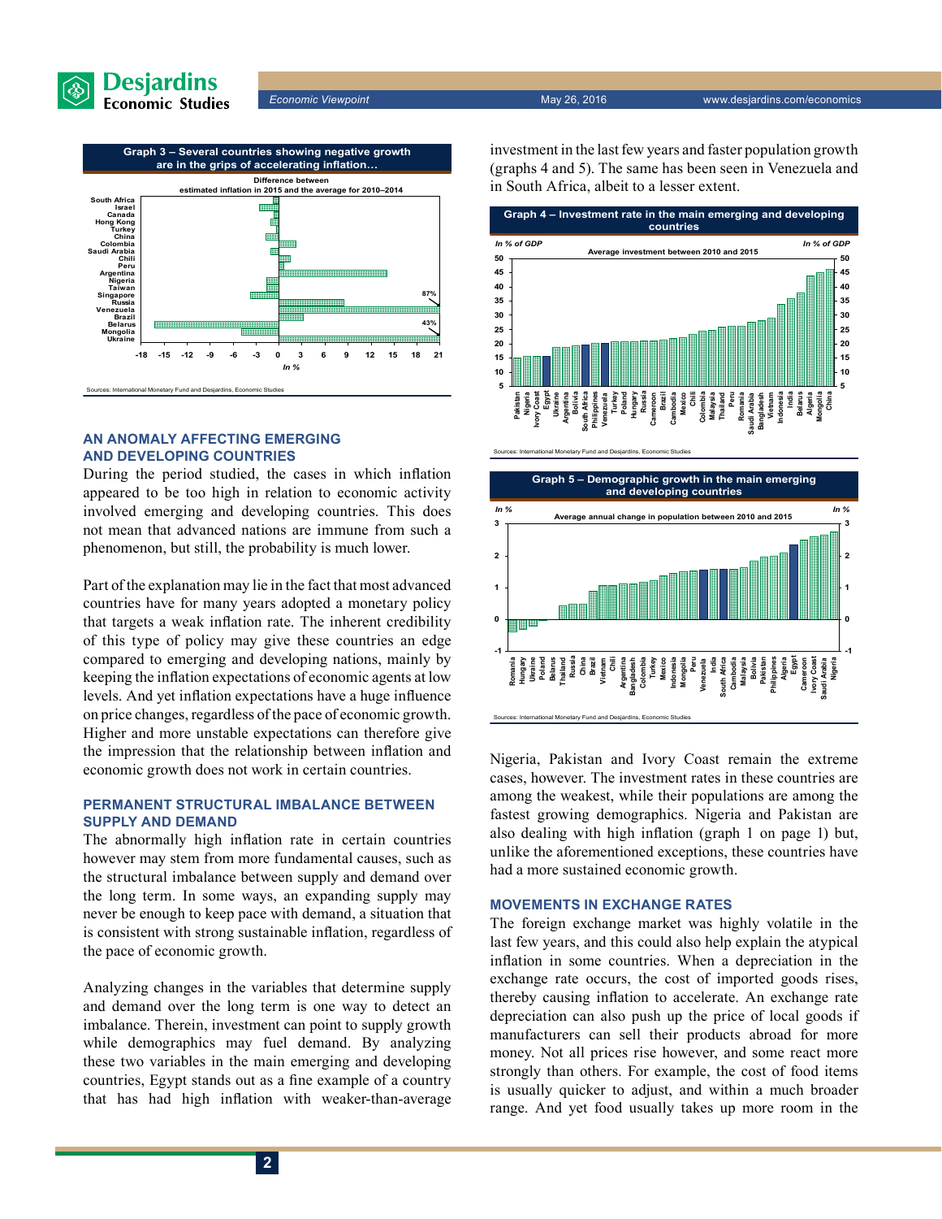**Graph 3 – Several countries showing negative growth are in the grips of accelerating inflation…**

Difference between estimated inflation in 2015 and the average for 2010–2014

Sources: International Monetary Fund and Desjardins, Economic Studies

## AN ANOMALY AFFECTING EMERGING AND DEVELOPING COUNTRIES

During the period studied, the cases in which inflation appeared to be too high in relation to economic activity involved emerging and developing countries. This does not mean that advanced nations are immune from such a phenomenon, but still, the probability is much lower.

Part of the explanation may lie in the fact that most advanced countries have for many years adopted a monetary policy that targets a weak inflation rate. The inherent credibility of this type of policy may give these countries an edge compared to emerging and developing nations, mainly by keeping the inflation expectations of economic agents at low levels. And yet inflation expectations have a huge influence on price changes, regardless of the pace of economic growth. Higher and more unstable expectations can therefore give the impression that the relationship between inflation and economic growth does not work in certain countries.

## PERMANENT STRUCTURAL IMBALANCE BETWEEN SUPPLY AND DEMAND

The abnormally high inflation rate in certain countries however may stem from more fundamental causes, such as the structural imbalance between supply and demand over the long term. In some ways, an expanding supply may never be enough to keep pace with demand, a situation that is consistent with strong sustainable inflation, regardless of the pace of economic growth.

Analyzing changes in the variables that determine supply and demand over the long term is one way to detect an imbalance. Therein, investment can point to supply growth while demographics may fuel demand. By analyzing these two variables in the main emerging and developing countries, Egypt stands out as a fine example of a country that has had high inflation with weaker-than-average investment in the last few years and faster population growth (graphs 4 and 5). The same has been seen in Venezuela and in South Africa, albeit to a lesser extent.

**Graph 4 – Investment rate in the main emerging and developing countries**

Average investment between 2010 and 2015 (In % of GDP)

Sources: International Monetary Fund and Desjardins, Economic Studies

**Graph 5 – Demographic growth in the main emerging and developing countries**

Average annual change in population between 2010 and 2015 (In %)

Sources: International Monetary Fund and Desjardins, Economic Studies

Nigeria, Pakistan and Ivory Coast remain the extreme cases, however. The investment rates in these countries are among the weakest, while their populations are among the fastest growing demographics. Nigeria and Pakistan are also dealing with high inflation (graph 1 on page 1) but, unlike the aforementioned exceptions, these countries have had a more sustained economic growth.

## MOVEMENTS IN EXCHANGE RATES

The foreign exchange market was highly volatile in the last few years, and this could also help explain the atypical inflation in some countries. When a depreciation in the exchange rate occurs, the cost of imported goods rises, thereby causing inflation to accelerate. An exchange rate depreciation can also push up the price of local goods if manufacturers can sell their products abroad for more money. Not all prices rise however, and some react more strongly than others. For example, the cost of food items is usually quicker to adjust, and within a much broader range. And yet food usually takes up more room in the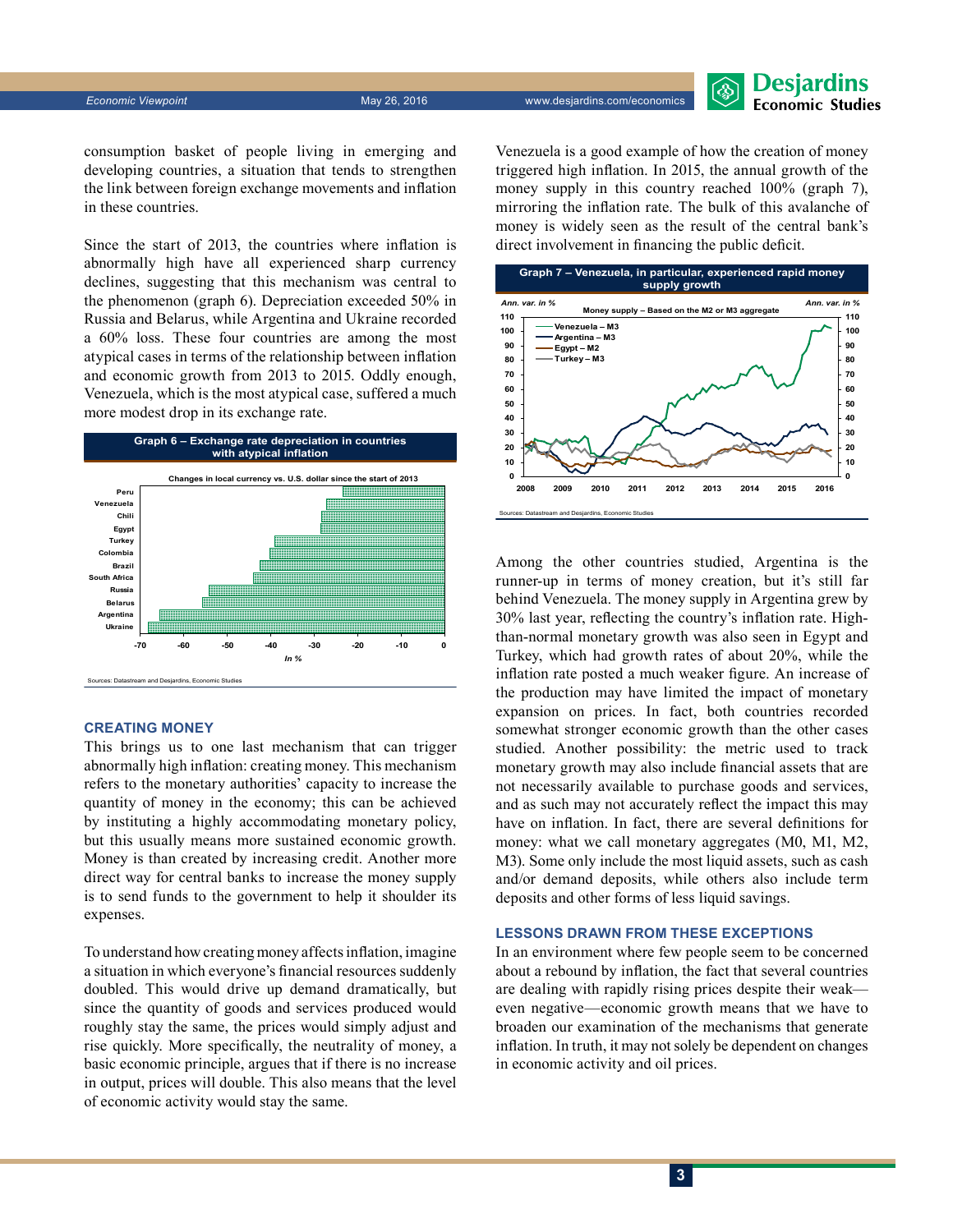consumption basket of people living in emerging and developing countries, a situation that tends to strengthen the link between foreign exchange movements and inflation in these countries.

Since the start of 2013, the countries where inflation is abnormally high have all experienced sharp currency declines, suggesting that this mechanism was central to the phenomenon (graph 6). Depreciation exceeded 50% in Russia and Belarus, while Argentina and Ukraine recorded a 60% loss. These four countries are among the most atypical cases in terms of the relationship between inflation and economic growth from 2013 to 2015. Oddly enough, Venezuela, which is the most atypical case, suffered a much more modest drop in its exchange rate.

**Graph 6 – Exchange rate depreciation in countries with atypical inflation**

Changes in local currency vs. U.S. dollar since the start of 2013

Sources: Datastream and Desjardins, Economic Studies

## CREATING MONEY

This brings us to one last mechanism that can trigger abnormally high inflation: creating money. This mechanism refers to the monetary authorities' capacity to increase the quantity of money in the economy; this can be achieved by instituting a highly accommodating monetary policy, but this usually means more sustained economic growth. Money is than created by increasing credit. Another more direct way for central banks to increase the money supply is to send funds to the government to help it shoulder its expenses.

To understand how creating money affects inflation, imagine a situation in which everyone's financial resources suddenly doubled. This would drive up demand dramatically, but since the quantity of goods and services produced would roughly stay the same, the prices would simply adjust and rise quickly. More specifically, the neutrality of money, a basic economic principle, argues that if there is no increase in output, prices will double. This also means that the level of economic activity would stay the same.

Venezuela is a good example of how the creation of money triggered high inflation. In 2015, the annual growth of the money supply in this country reached 100% (graph 7), mirroring the inflation rate. The bulk of this avalanche of money is widely seen as the result of the central bank's direct involvement in financing the public deficit.

**Graph 7 – Venezuela, in particular, experienced rapid money supply growth**

Money supply – Based on the M2 or M3 aggregate

Sources: Datastream and Desjardins, Economic Studies

Among the other countries studied, Argentina is the runner-up in terms of money creation, but it's still far behind Venezuela. The money supply in Argentina grew by 30% last year, reflecting the country's inflation rate. Higher-than-normal monetary growth was also seen in Egypt and Turkey, which had growth rates of about 20%, while the inflation rate posted a much weaker figure. An increase of the production may have limited the impact of monetary expansion on prices. In fact, both countries recorded somewhat stronger economic growth than the other cases studied. Another possibility: the metric used to track monetary growth may also include financial assets that are not necessarily available to purchase goods and services, and as such may not accurately reflect the impact this may have on inflation. In fact, there are several definitions for money: what we call monetary aggregates (M0, M1, M2, M3). Some only include the most liquid assets, such as cash and/or demand deposits, while others also include term deposits and other forms of less liquid savings.

## LESSONS DRAWN FROM THESE EXCEPTIONS

In an environment where few people seem to be concerned about a rebound by inflation, the fact that several countries are dealing with rapidly rising prices despite their weak—even negative—economic growth means that we have to broaden our examination of the mechanisms that generate inflation. In truth, it may not solely be dependent on changes in economic activity and oil prices.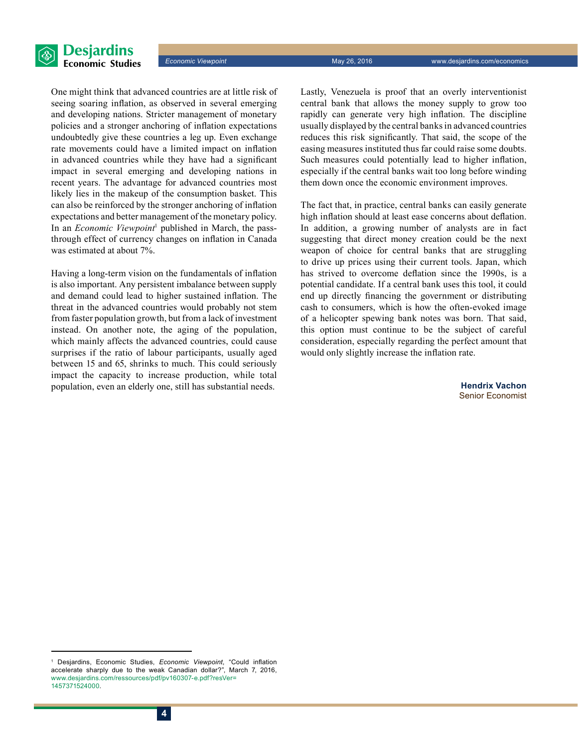One might think that advanced countries are at little risk of seeing soaring inflation, as observed in several emerging and developing nations. Stricter management of monetary policies and a stronger anchoring of inflation expectations undoubtedly give these countries a leg up. Even exchange rate movements could have a limited impact on inflation in advanced countries while they have had a significant impact in several emerging and developing nations in recent years. The advantage for advanced countries most likely lies in the makeup of the consumption basket. This can also be reinforced by the stronger anchoring of inflation expectations and better management of the monetary policy. In an *Economic Viewpoint*[1] published in March, the pass-through effect of currency changes on inflation in Canada was estimated at about 7%.

Having a long-term vision on the fundamentals of inflation is also important. Any persistent imbalance between supply and demand could lead to higher sustained inflation. The threat in the advanced countries would probably not stem from faster population growth, but from a lack of investment instead. On another note, the aging of the population, which mainly affects the advanced countries, could cause surprises if the ratio of labour participants, usually aged between 15 and 65, shrinks to much. This could seriously impact the capacity to increase production, while total population, even an elderly one, still has substantial needs.

Lastly, Venezuela is proof that an overly interventionist central bank that allows the money supply to grow too rapidly can generate very high inflation. The discipline usually displayed by the central banks in advanced countries reduces this risk significantly. That said, the scope of the easing measures instituted thus far could raise some doubts. Such measures could potentially lead to higher inflation, especially if the central banks wait too long before winding them down once the economic environment improves.

The fact that, in practice, central banks can easily generate high inflation should at least ease concerns about deflation. In addition, a growing number of analysts are in fact suggesting that direct money creation could be the next weapon of choice for central banks that are struggling to drive up prices using their current tools. Japan, which has strived to overcome deflation since the 1990s, is a potential candidate. If a central bank uses this tool, it could end up directly financing the government or distributing cash to consumers, which is how the often-evoked image of a helicopter spewing bank notes was born. That said, this option must continue to be the subject of careful consideration, especially regarding the perfect amount that would only slightly increase the inflation rate.

**Hendrix Vachon**
Senior Economist

---

[1] Desjardins, Economic Studies, *Economic Viewpoint*, "Could inflation accelerate sharply due to the weak Canadian dollar?", March 7, 2016, www.desjardins.com/ressources/pdf/pv160307-e.pdf?resVer=1457371524000.